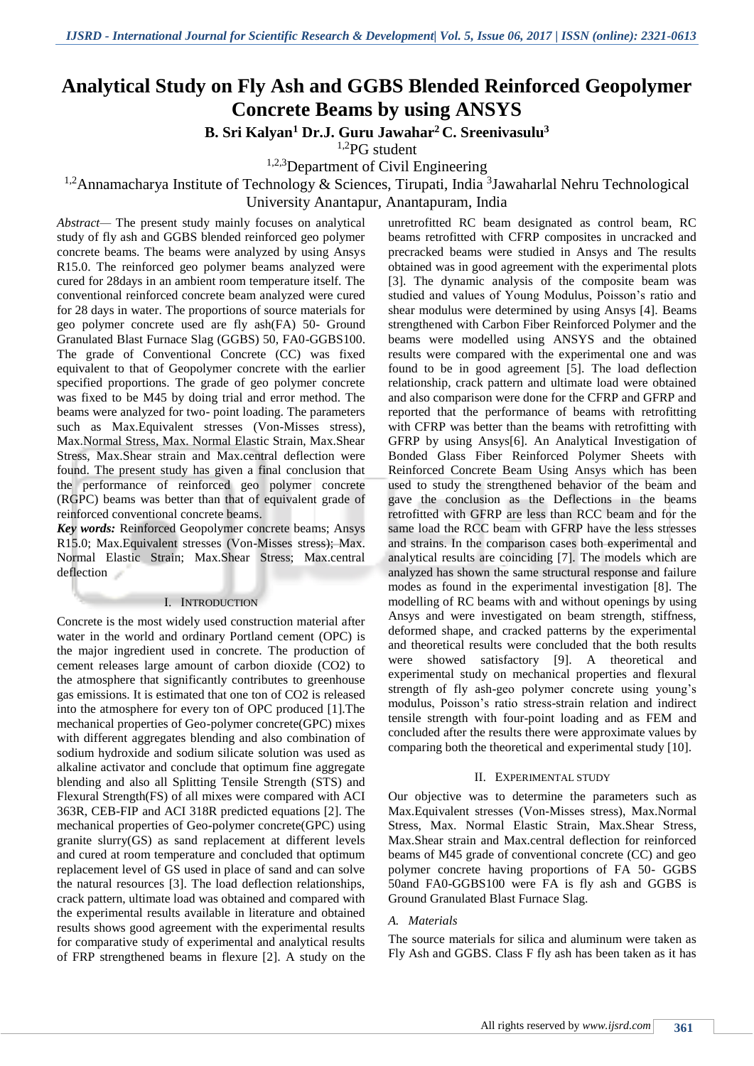# Analytical Study on Fly Ash and GGBS Blended Reinforced Geopolymer Concrete Beams by using ANSYS

**B. Sri Kalyan[1] Dr.J. Guru Jawahar[2] C. Sreenivasulu[3]**

[1,2]PG student

[1,2,3]Department of Civil Engineering

[1,2]Annamacharya Institute of Technology & Sciences, Tirupati, India [3]Jawaharlal Nehru Technological University Anantapur, Anantapuram, India

*Abstract*— The present study mainly focuses on analytical study of fly ash and GGBS blended reinforced geo polymer concrete beams. The beams were analyzed by using Ansys R15.0. The reinforced geo polymer beams analyzed were cured for 28days in an ambient room temperature itself. The conventional reinforced concrete beam analyzed were cured for 28 days in water. The proportions of source materials for geo polymer concrete used are fly ash(FA) 50- Ground Granulated Blast Furnace Slag (GGBS) 50, FA0-GGBS100. The grade of Conventional Concrete (CC) was fixed equivalent to that of Geopolymer concrete with the earlier specified proportions. The grade of geo polymer concrete was fixed to be M45 by doing trial and error method. The beams were analyzed for two- point loading. The parameters such as Max.Equivalent stresses (Von-Misses stress), Max.Normal Stress, Max. Normal Elastic Strain, Max.Shear Stress, Max.Shear strain and Max.central deflection were found. The present study has given a final conclusion that the performance of reinforced geo polymer concrete (RGPC) beams was better than that of equivalent grade of reinforced conventional concrete beams.

***Key words:*** Reinforced Geopolymer concrete beams; Ansys R15.0; Max.Equivalent stresses (Von-Misses stress); Max. Normal Elastic Strain; Max.Shear Stress; Max.central deflection

## I. Introduction

Concrete is the most widely used construction material after water in the world and ordinary Portland cement (OPC) is the major ingredient used in concrete. The production of cement releases large amount of carbon dioxide ($CO_2$) to the atmosphere that significantly contributes to greenhouse gas emissions. It is estimated that one ton of $CO_2$ is released into the atmosphere for every ton of OPC produced [1].The mechanical properties of Geo-polymer concrete(GPC) mixes with different aggregates blending and also combination of sodium hydroxide and sodium silicate solution was used as alkaline activator and conclude that optimum fine aggregate blending and also all Splitting Tensile Strength (STS) and Flexural Strength(FS) of all mixes were compared with ACI 363R, CEB-FIP and ACI 318R predicted equations [2]. The mechanical properties of Geo-polymer concrete(GPC) using granite slurry(GS) as sand replacement at different levels and cured at room temperature and concluded that optimum replacement level of GS used in place of sand and can solve the natural resources [3]. The load deflection relationships, crack pattern, ultimate load was obtained and compared with the experimental results available in literature and obtained results shows good agreement with the experimental results for comparative study of experimental and analytical results of FRP strengthened beams in flexure [2]. A study on the unretrofitted RC beam designated as control beam, RC beams retrofitted with CFRP composites in uncracked and precracked beams were studied in Ansys and The results obtained was in good agreement with the experimental plots [3]. The dynamic analysis of the composite beam was studied and values of Young Modulus, Poisson's ratio and shear modulus were determined by using Ansys [4]. Beams strengthened with Carbon Fiber Reinforced Polymer and the beams were modelled using ANSYS and the obtained results were compared with the experimental one and was found to be in good agreement [5]. The load deflection relationship, crack pattern and ultimate load were obtained and also comparison were done for the CFRP and GFRP and reported that the performance of beams with retrofitting with CFRP was better than the beams with retrofitting with GFRP by using Ansys[6]. An Analytical Investigation of Bonded Glass Fiber Reinforced Polymer Sheets with Reinforced Concrete Beam Using Ansys which has been used to study the strengthened behavior of the beam and gave the conclusion as the Deflections in the beams retrofitted with GFRP are less than RCC beam and for the same load the RCC beam with GFRP have the less stresses and strains. In the comparison cases both experimental and analytical results are coinciding [7]. The models which are analyzed has shown the same structural response and failure modes as found in the experimental investigation [8]. The modelling of RC beams with and without openings by using Ansys and were investigated on beam strength, stiffness, deformed shape, and cracked patterns by the experimental and theoretical results were concluded that the both results were showed satisfactory [9]. A theoretical and experimental study on mechanical properties and flexural strength of fly ash-geo polymer concrete using young's modulus, Poisson's ratio stress-strain relation and indirect tensile strength with four-point loading and as FEM and concluded after the results there were approximate values by comparing both the theoretical and experimental study [10].

## II. Experimental Study

Our objective was to determine the parameters such as Max.Equivalent stresses (Von-Misses stress), Max.Normal Stress, Max. Normal Elastic Strain, Max.Shear Stress, Max.Shear strain and Max.central deflection for reinforced beams of M45 grade of conventional concrete (CC) and geo polymer concrete having proportions of FA 50- GGBS 50and FA0-GGBS100 were FA is fly ash and GGBS is Ground Granulated Blast Furnace Slag.

### *A. Materials*

The source materials for silica and aluminum were taken as Fly Ash and GGBS. Class F fly ash has been taken as it has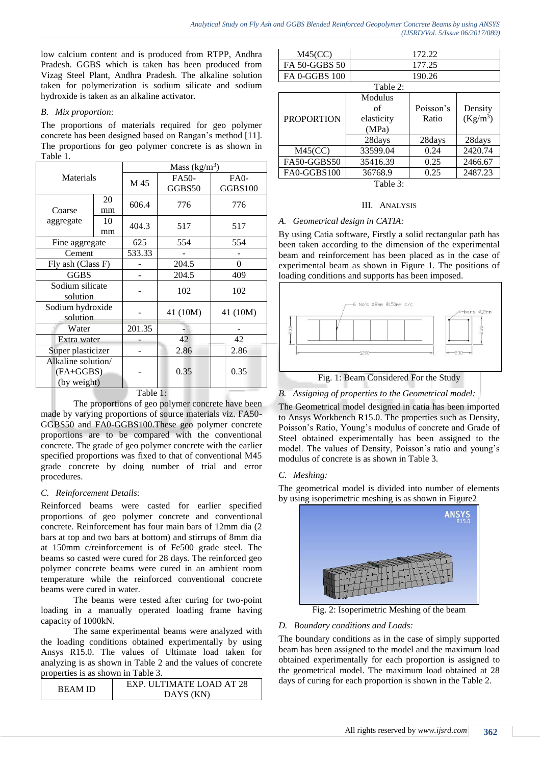low calcium content and is produced from RTPP, Andhra Pradesh. GGBS which is taken has been produced from Vizag Steel Plant, Andhra Pradesh. The alkaline solution taken for polymerization is sodium silicate and sodium hydroxide is taken as an alkaline activator.

### *B. Mix proportion:*

The proportions of materials required for geo polymer concrete has been designed based on Rangan's method [11]. The proportions for geo polymer concrete is as shown in Table 1.

| Materials | | Mass (kg/m$^3$) | | |
|---|---|---|---|---|
| | | M 45 | FA50-GGBS50 | FA0-GGBS100 |
| Coarse aggregate | 20 mm | 606.4 | 776 | 776 |
| | 10 mm | 404.3 | 517 | 517 |
| Fine aggregate | | 625 | 554 | 554 |
| Cement | | 533.33 | - | - |
| Fly ash (Class F) | | - | 204.5 | 0 |
| GGBS | | - | 204.5 | 409 |
| Sodium silicate solution | | - | 102 | 102 |
| Sodium hydroxide solution | | - | 41 (10M) | 41 (10M) |
| Water | | 201.35 | - | - |
| Extra water | | - | 42 | 42 |
| Super plasticizer | | - | 2.86 | 2.86 |
| Alkaline solution/ (FA+GGBS) (by weight) | | - | 0.35 | 0.35 |

Table 1:

The proportions of geo polymer concrete have been made by varying proportions of source materials viz. FA50-GGBS50 and FA0-GGBS100.These geo polymer concrete proportions are to be compared with the conventional concrete. The grade of geo polymer concrete with the earlier specified proportions was fixed to that of conventional M45 grade concrete by doing number of trial and error procedures.

### *C. Reinforcement Details:*

Reinforced beams were casted for earlier specified proportions of geo polymer concrete and conventional concrete. Reinforcement has four main bars of 12mm dia (2 bars at top and two bars at bottom) and stirrups of 8mm dia at 150mm c/reinforcement is of Fe500 grade steel. The beams so casted were cured for 28 days. The reinforced geo polymer concrete beams were cured in an ambient room temperature while the reinforced conventional concrete beams were cured in water.

The beams were tested after curing for two-point loading in a manually operated loading frame having capacity of 1000kN.

The same experimental beams were analyzed with the loading conditions obtained experimentally by using Ansys R15.0. The values of Ultimate load taken for analyzing is as shown in Table 2 and the values of concrete properties is as shown in Table 3.

| BEAM ID | EXP. ULTIMATE LOAD AT 28 DAYS (KN) |
|---|---|
| M45(CC) | 172.22 |
| FA 50-GGBS 50 | 177.25 |
| FA 0-GGBS 100 | 190.26 |

Table 2:

| PROPORTION | Modulus of elasticity (MPa) | Poisson's Ratio | Density (Kg/m$^3$) |
|---|---|---|---|
| | 28days | 28days | 28days |
| M45(CC) | 33599.04 | 0.24 | 2420.74 |
| FA50-GGBS50 | 35416.39 | 0.25 | 2466.67 |
| FA0-GGBS100 | 36768.9 | 0.25 | 2487.23 |

Table 3:

## III. ANALYSIS

### *A. Geometrical design in CATIA:*

By using Catia software, Firstly a solid rectangular path has been taken according to the dimension of the experimental beam and reinforcement has been placed as in the case of experimental beam as shown in Figure 1. The positions of loading conditions and supports has been imposed.

Fig. 1: Beam Considered For the Study

### *B. Assigning of properties to the Geometrical model:*

The Geometrical model designed in catia has been imported to Ansys Workbench R15.0. The properties such as Density, Poisson's Ratio, Young's modulus of concrete and Grade of Steel obtained experimentally has been assigned to the model. The values of Density, Poisson's ratio and young's modulus of concrete is as shown in Table 3.

### *C. Meshing:*

The geometrical model is divided into number of elements by using isoperimetric meshing is as shown in Figure2

Fig. 2: Isoperimetric Meshing of the beam

### *D. Boundary conditions and Loads:*

The boundary conditions as in the case of simply supported beam has been assigned to the model and the maximum load obtained experimentally for each proportion is assigned to the geometrical model. The maximum load obtained at 28 days of curing for each proportion is shown in the Table 2.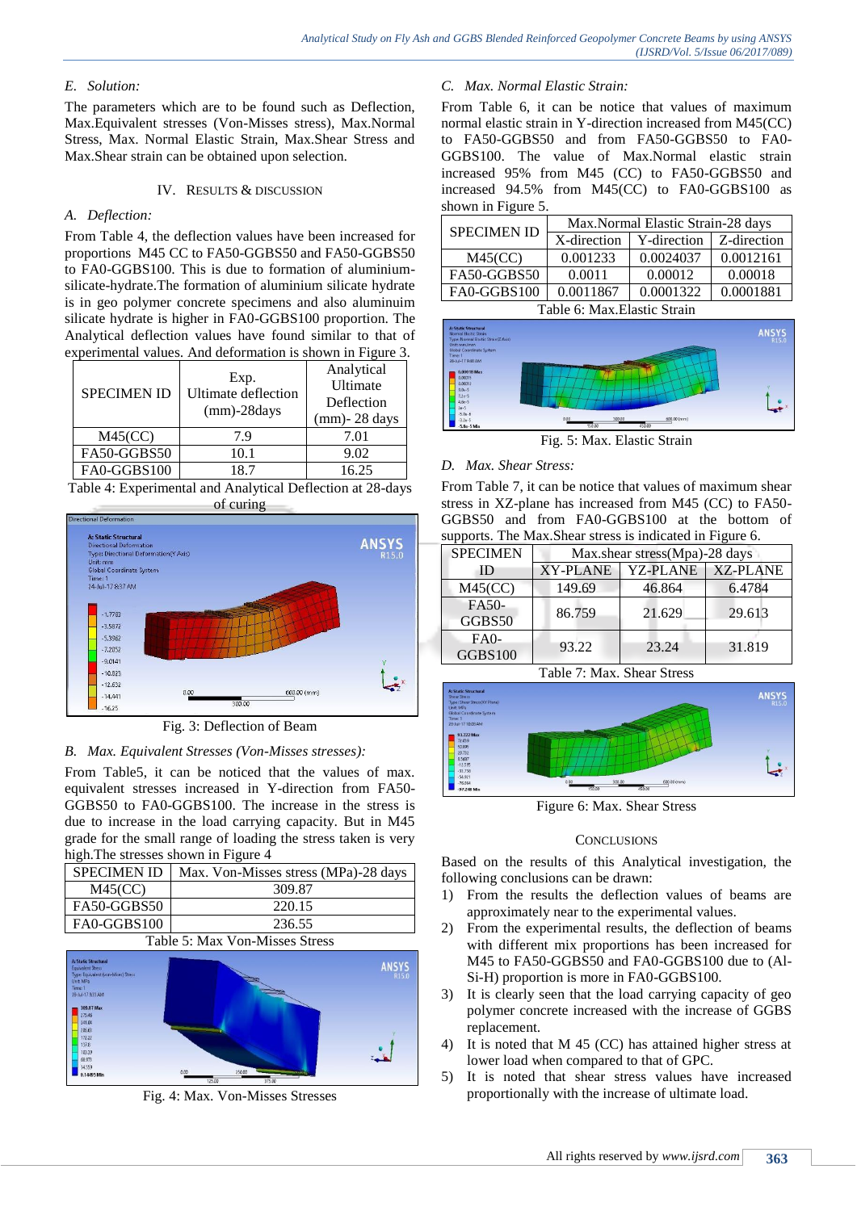### E. Solution:

The parameters which are to be found such as Deflection, Max.Equivalent stresses (Von-Misses stress), Max.Normal Stress, Max. Normal Elastic Strain, Max.Shear Stress and Max.Shear strain can be obtained upon selection.

## IV. RESULTS & DISCUSSION

### A. Deflection:

From Table 4, the deflection values have been increased for proportions M45 CC to FA50-GGBS50 and FA50-GGBS50 to FA0-GGBS100. This is due to formation of aluminium-silicate-hydrate.The formation of aluminium silicate hydrate is in geo polymer concrete specimens and also aluminum silicate hydrate is higher in FA0-GGBS100 proportion. The Analytical deflection values have found similar to that of experimental values. And deformation is shown in Figure 3.

| SPECIMEN ID | Exp. Ultimate deflection (mm)-28days | Analytical Ultimate Deflection (mm)- 28 days |
|---|---|---|
| M45(CC) | 7.9 | 7.01 |
| FA50-GGBS50 | 10.1 | 9.02 |
| FA0-GGBS100 | 18.7 | 16.25 |

Table 4: Experimental and Analytical Deflection at 28-days of curing

Fig. 3: Deflection of Beam

### B. Max. Equivalent Stresses (Von-Misses stresses):

From Table5, it can be noticed that the values of max. equivalent stresses increased in Y-direction from FA50-GGBS50 to FA0-GGBS100. The increase in the stress is due to increase in the load carrying capacity. But in M45 grade for the small range of loading the stress taken is very high.The stresses shown in Figure 4

| SPECIMEN ID | Max. Von-Misses stress (MPa)-28 days |
|---|---|
| M45(CC) | 309.87 |
| FA50-GGBS50 | 220.15 |
| FA0-GGBS100 | 236.55 |

Table 5: Max Von-Misses Stress

Fig. 4: Max. Von-Misses Stresses

### C. Max. Normal Elastic Strain:

From Table 6, it can be notice that values of maximum normal elastic strain in Y-direction increased from M45(CC) to FA50-GGBS50 and from FA50-GGBS50 to FA0-GGBS100. The value of Max.Normal elastic strain increased 95% from M45 (CC) to FA50-GGBS50 and increased 94.5% from M45(CC) to FA0-GGBS100 as shown in Figure 5.

| SPECIMEN ID | Max.Normal Elastic Strain-28 days | | |
|---|---|---|---|
| | X-direction | Y-direction | Z-direction |
| M45(CC) | 0.001233 | 0.0024037 | 0.0012161 |
| FA50-GGBS50 | 0.0011 | 0.00012 | 0.00018 |
| FA0-GGBS100 | 0.0011867 | 0.0001322 | 0.0001881 |

Table 6: Max.Elastic Strain

Fig. 5: Max. Elastic Strain

### D. Max. Shear Stress:

From Table 7, it can be notice that values of maximum shear stress in XZ-plane has increased from M45 (CC) to FA50-GGBS50 and from FA0-GGBS100 at the bottom of supports. The Max.Shear stress is indicated in Figure 6.

| SPECIMEN ID | Max.shear stress(Mpa)-28 days | | |
|---|---|---|---|
| | XY-PLANE | YZ-PLANE | XZ-PLANE |
| M45(CC) | 149.69 | 46.864 | 6.4784 |
| FA50-GGBS50 | 86.759 | 21.629 | 29.613 |
| FA0-GGBS100 | 93.22 | 23.24 | 31.819 |

Table 7: Max. Shear Stress

Figure 6: Max. Shear Stress

## CONCLUSIONS

Based on the results of this Analytical investigation, the following conclusions can be drawn:

1) From the results the deflection values of beams are approximately near to the experimental values.
2) From the experimental results, the deflection of beams with different mix proportions has been increased for M45 to FA50-GGBS50 and FA0-GGBS100 due to (Al-Si-H) proportion is more in FA0-GGBS100.
3) It is clearly seen that the load carrying capacity of geo polymer concrete increased with the increase of GGBS replacement.
4) It is noted that M 45 (CC) has attained higher stress at lower load when compared to that of GPC.
5) It is noted that shear stress values have increased proportionally with the increase of ultimate load.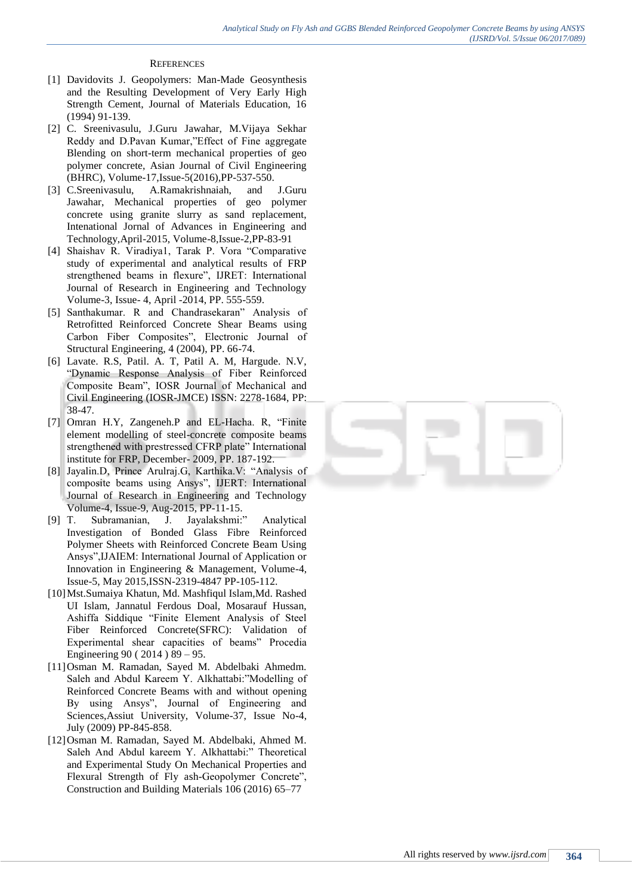## REFERENCES

[1] Davidovits J. Geopolymers: Man-Made Geosynthesis and the Resulting Development of Very Early High Strength Cement, Journal of Materials Education, 16 (1994) 91-139.

[2] C. Sreenivasulu, J.Guru Jawahar, M.Vijaya Sekhar Reddy and D.Pavan Kumar,"Effect of Fine aggregate Blending on short-term mechanical properties of geo polymer concrete, Asian Journal of Civil Engineering (BHRC), Volume-17,Issue-5(2016),PP-537-550.

[3] C.Sreenivasulu, A.Ramakrishnaiah, and J.Guru Jawahar, Mechanical properties of geo polymer concrete using granite slurry as sand replacement, Intenational Jornal of Advances in Engineering and Technology,April-2015, Volume-8,Issue-2,PP-83-91

[4] Shaishav R. Viradiya1, Tarak P. Vora "Comparative study of experimental and analytical results of FRP strengthened beams in flexure", IJRET: International Journal of Research in Engineering and Technology Volume-3, Issue- 4, April -2014, PP. 555-559.

[5] Santhakumar. R and Chandrasekaran" Analysis of Retrofitted Reinforced Concrete Shear Beams using Carbon Fiber Composites", Electronic Journal of Structural Engineering, 4 (2004), PP. 66-74.

[6] Lavate. R.S, Patil. A. T, Patil A. M, Hargude. N.V, "Dynamic Response Analysis of Fiber Reinforced Composite Beam", IOSR Journal of Mechanical and Civil Engineering (IOSR-JMCE) ISSN: 2278-1684, PP: 38-47.

[7] Omran H.Y, Zangeneh.P and EL-Hacha. R, "Finite element modelling of steel-concrete composite beams strengthened with prestressed CFRP plate" International institute for FRP, December- 2009, PP. 187-192.

[8] Jayalin.D, Prince Arulraj.G, Karthika.V: "Analysis of composite beams using Ansys", IJERT: International Journal of Research in Engineering and Technology Volume-4, Issue-9, Aug-2015, PP-11-15.

[9] T. Subramanian, J. Jayalakshmi:" Analytical Investigation of Bonded Glass Fibre Reinforced Polymer Sheets with Reinforced Concrete Beam Using Ansys",IJAIEM: International Journal of Application or Innovation in Engineering & Management, Volume-4, Issue-5, May 2015,ISSN-2319-4847 PP-105-112.

[10] Mst.Sumaiya Khatun, Md. Mashfiqul Islam,Md. Rashed Ul Islam, Jannatul Ferdous Doal, Mosarauf Hussan, Ashiffa Siddique "Finite Element Analysis of Steel Fiber Reinforced Concrete(SFRC): Validation of Experimental shear capacities of beams" Procedia Engineering 90 ( 2014 ) 89 – 95.

[11] Osman M. Ramadan, Sayed M. Abdelbaki Ahmedm. Saleh and Abdul Kareem Y. Alkhattabi:"Modelling of Reinforced Concrete Beams with and without opening By using Ansys", Journal of Engineering and Sciences,Assiut University, Volume-37, Issue No-4, July (2009) PP-845-858.

[12] Osman M. Ramadan, Sayed M. Abdelbaki, Ahmed M. Saleh And Abdul kareem Y. Alkhattabi:" Theoretical and Experimental Study On Mechanical Properties and Flexural Strength of Fly ash-Geopolymer Concrete", Construction and Building Materials 106 (2016) 65–77